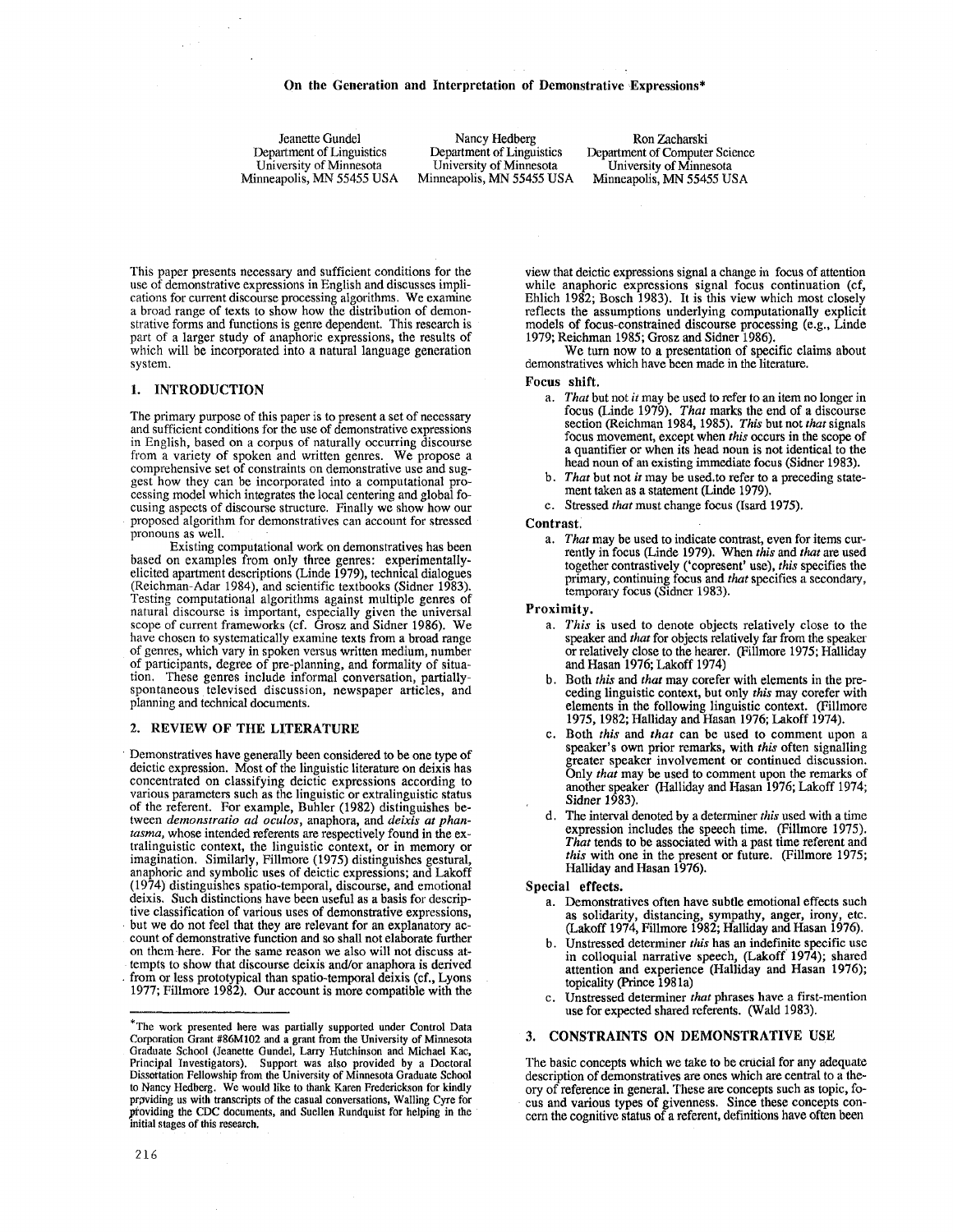# On the Generation and Interpretation of Demonstrative Expressions*

Jeanette Gundel
Department of Linguistics
University of Minnesota
Minneapolis, MN 55455 USA

Nancy Hedberg
Department of Linguistics
University of Minnesota
Minneapolis, MN 55455 USA

Ron Zacharski
Department of Computer Science
University of Minnesota
Minneapolis, MN 55455 USA

This paper presents necessary and sufficient conditions for the use of demonstrative expressions in English and discusses implications for current discourse processing algorithms. We examine a broad range of texts to show how the distribution of demonstrative forms and functions is genre dependent. This research is part of a larger study of anaphoric expressions, the results of which will be incorporated into a natural language generation system.

## 1. INTRODUCTION

The primary purpose of this paper is to present a set of necessary and sufficient conditions for the use of demonstrative expressions in English, based on a corpus of naturally occurring discourse from a variety of spoken and written genres. We propose a comprehensive set of constraints on demonstrative use and suggest how they can be incorporated into a computational processing model which integrates the local centering and global focusing aspects of discourse structure. Finally we show how our proposed algorithm for demonstratives can account for stressed pronouns as well.

Existing computational work on demonstratives has been based on examples from only three genres: experimentally-elicited apartment descriptions (Linde 1979), technical dialogues (Reichman-Adar 1984), and scientific textbooks (Sidner 1983). Testing computational algorithms against multiple genres of natural discourse is important, especially given the universal scope of current frameworks (cf. Grosz and Sidner 1986). We have chosen to systematically examine texts from a broad range of genres, which vary in spoken versus written medium, number of participants, degree of pre-planning, and formality of situation. These genres include informal conversation, partially-spontaneous televised discussion, newspaper articles, and planning and technical documents.

## 2. REVIEW OF THE LITERATURE

Demonstratives have generally been considered to be one type of deictic expression. Most of the linguistic literature on deixis has concentrated on classifying deictic expressions according to various parameters such as the linguistic or extralinguistic status of the referent. For example, Buhler (1982) distinguishes between *demonstratio ad oculos*, anaphora, and *deixis at phantasma*, whose intended referents are respectively found in the extralinguistic context, the linguistic context, or in memory or imagination. Similarly, Fillmore (1975) distinguishes gestural, anaphoric and symbolic uses of deictic expressions; and Lakoff (1974) distinguishes spatio-temporal, discourse, and emotional deixis. Such distinctions have been useful as a basis for descriptive classification of various uses of demonstrative expressions, but we do not feel that they are relevant for an explanatory account of demonstrative function and so shall not elaborate further on them here. For the same reason we also will not discuss attempts to show that discourse deixis and/or anaphora is derived from or less prototypical than spatio-temporal deixis (cf., Lyons 1977; Fillmore 1982). Our account is more compatible with the view that deictic expressions signal a change in focus of attention while anaphoric expressions signal focus continuation (cf, Ehlich 1982; Bosch 1983). It is this view which most closely reflects the assumptions underlying computationally explicit models of focus-constrained discourse processing (e.g., Linde 1979; Reichman 1985; Grosz and Sidner 1986).

We turn now to a presentation of specific claims about demonstratives which have been made in the literature.

**Focus shift.**

a. *That* but not *it* may be used to refer to an item no longer in focus (Linde 1979). *That* marks the end of a discourse section (Reichman 1984, 1985). *This* but not *that* signals focus movement, except when *this* occurs in the scope of a quantifier or when its head noun is not identical to the head noun of an existing immediate focus (Sidner 1983).

b. *That* but not *it* may be used.to refer to a preceding statement taken as a statement (Linde 1979).

c. Stressed *that* must change focus (Isard 1975).

**Contrast.**

a. *That* may be used to indicate contrast, even for items currently in focus (Linde 1979). When *this* and *that* are used together contrastively ('copresent' use), *this* specifies the primary, continuing focus and *that* specifies a secondary, temporary focus (Sidner 1983).

**Proximity.**

a. *This* is used to denote objects relatively close to the speaker and *that* for objects relatively far from the speaker or relatively close to the hearer. (Fillmore 1975; Halliday and Hasan 1976; Lakoff 1974)

b. Both *this* and *that* may corefer with elements in the preceding linguistic context, but only *this* may corefer with elements in the following linguistic context. (Fillmore 1975, 1982; Halliday and Hasan 1976; Lakoff 1974).

c. Both *this* and *that* can be used to comment upon a speaker's own prior remarks, with *this* often signalling greater speaker involvement or continued discussion. Only *that* may be used to comment upon the remarks of another speaker (Halliday and Hasan 1976; Lakoff 1974; Sidner 1983).

d. The interval denoted by a determiner *this* used with a time expression includes the speech time. (Fillmore 1975). *That* tends to be associated with a past time referent and *this* with one in the present or future. (Fillmore 1975; Halliday and Hasan 1976).

**Special effects.**

a. Demonstratives often have subtle emotional effects such as solidarity, distancing, sympathy, anger, irony, etc. (Lakoff 1974, Fillmore 1982; Halliday and Hasan 1976).

b. Unstressed determiner *this* has an indefinite specific use in colloquial narrative speech, (Lakoff 1974); shared attention and experience (Halliday and Hasan 1976); topicality (Prince 1981a)

c. Unstressed determiner *that* phrases have a first-mention use for expected shared referents. (Wald 1983).

## 3. CONSTRAINTS ON DEMONSTRATIVE USE

The basic concepts which we take to be crucial for any adequate description of demonstratives are ones which are central to a theory of reference in general. These are concepts such as topic, focus and various types of givenness. Since these concepts concern the cognitive status of a referent, definitions have often been

---

*The work presented here was partially supported under Control Data Corporation Grant #86M102 and a grant from the University of Minnesota Graduate School (Jeanette Gundel, Larry Hutchinson and Michael Kac, Principal Investigators). Support was also provided by a Doctoral Dissertation Fellowship from the University of Minnesota Graduate School to Nancy Hedberg. We would like to thank Karen Frederickson for kindly providing us with transcripts of the casual conversations, Walling Cyre for providing the CDC documents, and Suellen Rundquist for helping in the initial stages of this research.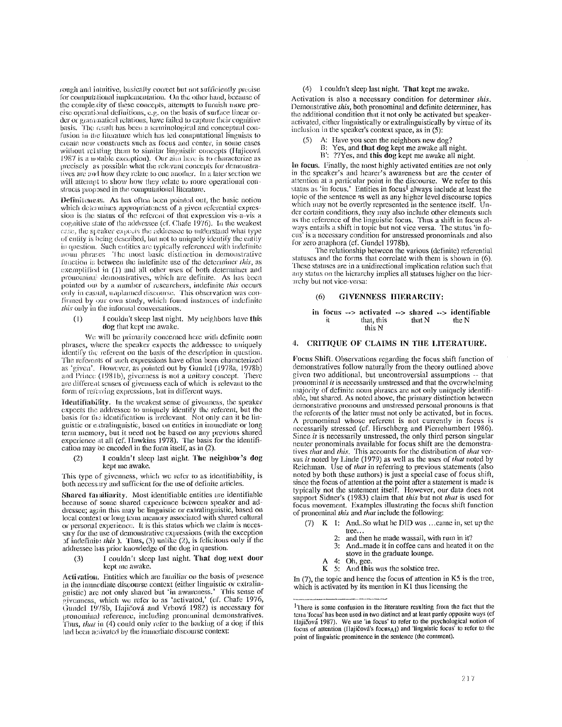rough and intuitive, basically correct but not sufficiently precise for computational implementation. On the other hand, because of the complexity of these concepts, attempts to furnish more precise operational definitions, e.g. on the basis of surface linear order or grammatical relations, have failed to capture their cognitive basis. The result has been a terminological and conceptual confusion in the literature which has led computational linguists to create new constructs such as focus and center, in some cases without relating them to similar linguistic concepts (Hajicová 1987 is a notable exception). Our aim here is to characterize as precisely as possible what the relevant concepts for demonstratives are and how they relate to one another. In a later section we will attempt to show how they relate to more operational constructs proposed in the computational literature.

**Definiteness.** As has often been pointed out, the basic notion which determines appropriateness of a given referential expression is the status of the referent of that expression vis-a-vis a cognitive state of the addressee (cf. Chafe 1976). In the weakest case, the speaker expects the addressee to understand what type of entity is being described, but not to uniquely identify the entity in question. Such entities are typically referenced with indefinite noun phrases. The most basic distinction in demonstrative function is between the indefinite use of the determiner *this*, as exemplified in (1) and all other uses of both determiner and pronominal demonstratives, which are definite. As has been pointed out by a number of researchers, indefinite *this* occurs only in casual, unplanned discourse. This observation was confirmed by our own study, which found instances of indefinite *this* only in the informal conversations.

(1) I couldn't sleep last night. My neighbors have **this dog** that kept me awake.

We will be primarily concerned here with definite noun phrases, where the speaker expects the addressee to uniquely identify the referent on the basis of the description in question. The referents of such expressions have often been characterized as 'given'. However, as pointed out by Gundel (1978a, 1978b) and Prince (1981b), givenness is not a unitary concept. There are different senses of givenness each of which is relevant to the form of referring expressions, but in different ways.

**Identifiability.** In the weakest sense of givenness, the speaker expects the addressee to uniquely identify the referent, but the basis for the identification is irrelevant. Not only can it be linguistic or extralinguistic, based on entities in immediate or long term memory, but it need not be based on any previous shared experience at all (cf. Hawkins 1978). The basis for the identification may be encoded in the form itself, as in (2).

(2) I couldn't sleep last night. **The neighbor's dog** kept me awake.

This type of givenness, which we refer to as identifiability, is both necessary and sufficient for the use of definite articles.

**Shared familiarity.** Most identifiable entities are identifiable because of some shared experience between speaker and addressee; again this may be linguistic or extralinguistic, based on local context or long term memory associated with shared cultural or personal experience. It is this status which we claim is necessary for the use of demonstrative expressions (with the exception of indefinite *this* ). Thus, (3) unlike (2), is felicitous only if the addressee has prior knowledge of the dog in question.

(3) I couldn't sleep last night. **That dog next door** kept me awake.

**Activation.** Entities which are familiar on the basis of presence in the immediate discourse context (either linguistic or extralinguistic) are not only shared but 'in awareness.' This sense of givenness, which we refer to as 'activated,' (cf. Chafe 1976, Gundel 1978b, Hajičová and Vrbová 1982) is necessary for pronominal reference, including pronominal demonstratives. Thus, *that* in (4) could only refer to the barking of a dog if this had been activated by the immediate discourse context:

(4) I couldn't sleep last night. **That** kept me awake.

Activation is also a necessary condition for determiner *this*. Demonstrative *this*, both pronominal and definite determiner, has the additional condition that it not only be activated but speaker-activated, either linguistically or extralinguistically by virtue of its inclusion in the speaker's context space, as in (5):

(5) A: Have you seen the neighbors new dog?
 B: Yes, and **that dog** kept me awake all night.
 B': ??Yes, and **this dog** kept me awake all night.

**In focus.** Finally, the most highly activated entities are not only in the speaker's and hearer's awareness but are the center of attention at a particular point in the discourse. We refer to this status as 'in focus.' Entities in focus[1] always include at least the topic of the sentence as well as any higher level discourse topics which may not be overtly represented in the sentence itself. Under certain conditions, they may also include other elements such as the reference of the linguistic focus. Thus a shift in focus always entails a shift in topic but not vice versa. The status 'in focus' is a necessary condition for unstressed pronominals and also for zero anaphora (cf. Gundel 1978b).

The relationship between the various (definite) referential statuses and the forms that correlate with them is shown in (6). These statuses are in a unidirectional implication relation such that any status on the hierarchy implies all statuses higher on the hierarchy but not vice-versa:

(6) **GIVENNESS HIERARCHY:**

| in focus | --> | activated | --> | shared | --> | identifiable |
|---|---|---|---|---|---|---|
| it | | that, this, this N | | that N | | the N |

## 4. CRITIQUE OF CLAIMS IN THE LITERATURE.

**Focus Shift.** Observations regarding the focus shift function of demonstratives follow naturally from the theory outlined above given two additional, but uncontroversial assumptions -- that pronominal *it* is necessarily unstressed and that the overwhelming majority of definite noun phrases are not only uniquely identifiable, but shared. As noted above, the primary distinction between demonstrative pronouns and unstressed personal pronouns is that the referents of the latter must not only be activated, but in focus. A pronominal whose referent is not currently in focus is necessarily stressed (cf. Hirschberg and Pierrehumbert 1986). Since *it* is necessarily unstressed, the only third person singular neuter pronominals available for focus shift are the demonstratives *that* and *this*. This accounts for the distribution of *that* versus *it* noted by Linde (1979) as well as the uses of *that* noted by Reichman. Use of *that* in referring to previous statements (also noted by both these authors) is just a special case of focus shift, since the focus of attention at the point after a statement is made is typically not the statement itself. However, our data does not support Sidner's (1983) claim that *this* but not *that* is used for focus movement. Examples illustrating the focus shift function of pronominal *this* and *that* include the following:

(7) K 1: And..So what he DID was ...came in, set up the tree...
 2: and then he made wassail, with rum in it?
 3: And..made it in coffee cans and heated it on the stove in the graduate lounge.
 A 4: Oh, gee.
 K 5: And **this** was the solstice tree.

In (7), the topic and hence the focus of attention in K5 is the tree, which is activated by its mention in K1 thus licensing the

[1] There is some confusion in the literature resulting from the fact that the term 'focus' has been used in two distinct and at least partly opposite ways (cf Hajičová 1987). We use 'in focus' to refer to the psychological notion of focus of attention (Hajičová's focus$_{AI}$) and 'linguistic focus' to refer to the point of linguistic prominence in the sentence (the comment).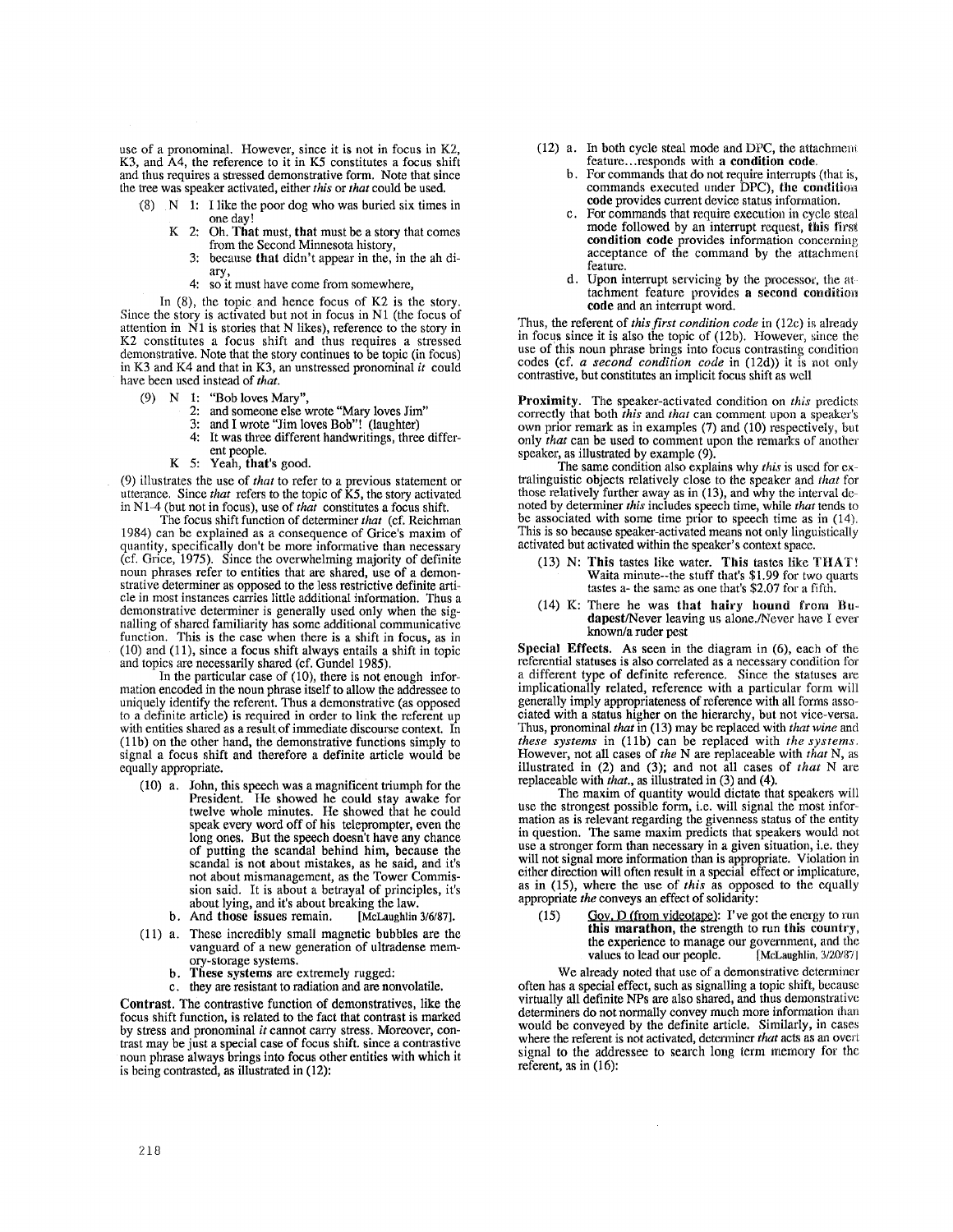use of a pronominal. However, since it is not in focus in K2, K3, and A4, the reference to it in K5 constitutes a focus shift and thus requires a stressed demonstrative form. Note that since the tree was speaker activated, either *this* or *that* could be used.

(8) N 1: I like the poor dog who was buried six times in one day!
K 2: Oh. **That** must, **that** must be a story that comes from the Second Minnesota history,
3: because **that** didn't appear in the, in the ah diary,
4: so it must have come from somewhere,

In (8), the topic and hence focus of K2 is the story. Since the story is activated but not in focus in N1 (the focus of attention in N1 is stories that N likes), reference to the story in K2 constitutes a focus shift and thus requires a stressed demonstrative. Note that the story continues to be topic (in focus) in K3 and K4 and that in K3, an unstressed pronominal *it* could have been used instead of *that*.

(9) N 1: "Bob loves Mary",
2: and someone else wrote "Mary loves Jim"
3: and I wrote "Jim loves Bob"! (laughter)
4: It was three different handwritings, three different people.
K 5: Yeah, **that's** good.

(9) illustrates the use of *that* to refer to a previous statement or utterance. Since *that* refers to the topic of K5, the story activated in N1-4 (but not in focus), use of *that* constitutes a focus shift.

The focus shift function of determiner *that* (cf. Reichman 1984) can be explained as a consequence of Grice's maxim of quantity, specifically don't be more informative than necessary (cf. Grice, 1975). Since the overwhelming majority of definite noun phrases refer to entities that are shared, use of a demonstrative determiner as opposed to the less restrictive definite article in most instances carries little additional information. Thus a demonstrative determiner is generally used only when the signalling of shared familiarity has some additional communicative function. This is the case when there is a shift in focus, as in (10) and (11), since a focus shift always entails a shift in topic and topics are necessarily shared (cf. Gundel 1985).

In the particular case of (10), there is not enough information encoded in the noun phrase itself to allow the addressee to uniquely identify the referent. Thus a demonstrative (as opposed to a definite article) is required in order to link the referent up with entities shared as a result of immediate discourse context. In (11b) on the other hand, the demonstrative functions simply to signal a focus shift and therefore a definite article would be equally appropriate.

(10) a. John, this speech was a magnificent triumph for the President. He showed he could stay awake for twelve whole minutes. He showed that he could speak every word off of his teleprompter, even the long ones. But the speech doesn't have any chance of putting the scandal behind him, because the scandal is not about mistakes, as he said, and it's not about mismanagement, as the Tower Commission said. It is about a betrayal of principles, it's about lying, and it's about breaking the law.
b. And **those issues** remain. [McLaughlin 3/6/87].

(11) a. These incredibly small magnetic bubbles are the vanguard of a new generation of ultradense memory-storage systems.
b. **These systems** are extremely rugged:
c. they are resistant to radiation and are nonvolatile.

**Contrast.** The contrastive function of demonstratives, like the focus shift function, is related to the fact that contrast is marked by stress and pronominal *it* cannot carry stress. Moreover, contrast may be just a special case of focus shift. since a contrastive noun phrase always brings into focus other entities with which it is being contrasted, as illustrated in (12):

(12) a. In both cycle steal mode and DPC, the attachment feature...responds with **a condition code**.
b. For commands that do not require interrupts (that is, commands executed under DPC), **the condition code** provides current device status information.
c. For commands that require execution in cycle steal mode followed by an interrupt request, **this first condition code** provides information concerning acceptance of the command by the attachment feature.
d. Upon interrupt servicing by the processor, the attachment feature provides **a second condition code** and an interrupt word.

Thus, the referent of *this first condition code* in (12c) is already in focus since it is also the topic of (12b). However, since the use of this noun phrase brings into focus contrasting condition codes (cf. *a second condition code* in (12d)) it is not only contrastive, but constitutes an implicit focus shift as well

**Proximity.** The speaker-activated condition on *this* predicts correctly that both *this* and *that* can comment upon a speaker's own prior remark as in examples (7) and (10) respectively, but only *that* can be used to comment upon the remarks of another speaker, as illustrated by example (9).

The same condition also explains why *this* is used for extralinguistic objects relatively close to the speaker and *that* for those relatively further away as in (13), and why the interval denoted by determiner *this* includes speech time, while *that* tends to be associated with some time prior to speech time as in (14). This is so because speaker-activated means not only linguistically activated but activated within the speaker's context space.

(13) N: **This** tastes like water. **This** tastes like **THAT**! Waita minute--the stuff that's $1.99 for two quarts tastes a- the same as one that's $2.07 for a fifth.

(14) K: There he was **that hairy hound from Budapest**/Never leaving us alone./Never have I ever known/a ruder pest

**Special Effects.** As seen in the diagram in (6), each of the referential statuses is also correlated as a necessary condition for a different type of definite reference. Since the statuses are implicationally related, reference with a particular form will generally imply appropriateness of reference with all forms associated with a status higher on the hierarchy, but not vice-versa. Thus, pronominal *that* in (13) may be replaced with *that wine* and *these systems* in (11b) can be replaced with *the systems*. However, not all cases of *the* N are replaceable with *that* N, as illustrated in (2) and (3); and not all cases of *that* N are replaceable with *that*., as illustrated in (3) and (4).

The maxim of quantity would dictate that speakers will use the strongest possible form, i.e. will signal the most information as is relevant regarding the givenness status of the entity in question. The same maxim predicts that speakers would not use a stronger form than necessary in a given situation, i.e. they will not signal more information than is appropriate. Violation in either direction will often result in a special effect or implicature, as in (15), where the use of *this* as opposed to the equally appropriate *the* conveys an effect of solidarity:

(15) Gov. D (from videotape): I've got the energy to run **this marathon**, the strength to run **this country**, the experience to manage our government, and the values to lead our people. [McLaughlin, 3/20/87]

We already noted that use of a demonstrative determiner often has a special effect, such as signalling a topic shift, because virtually all definite NPs are also shared, and thus demonstrative determiners do not normally convey much more information than would be conveyed by the definite article. Similarly, in cases where the referent is not activated, determiner *that* acts as an overt signal to the addressee to search long term memory for the referent, as in (16):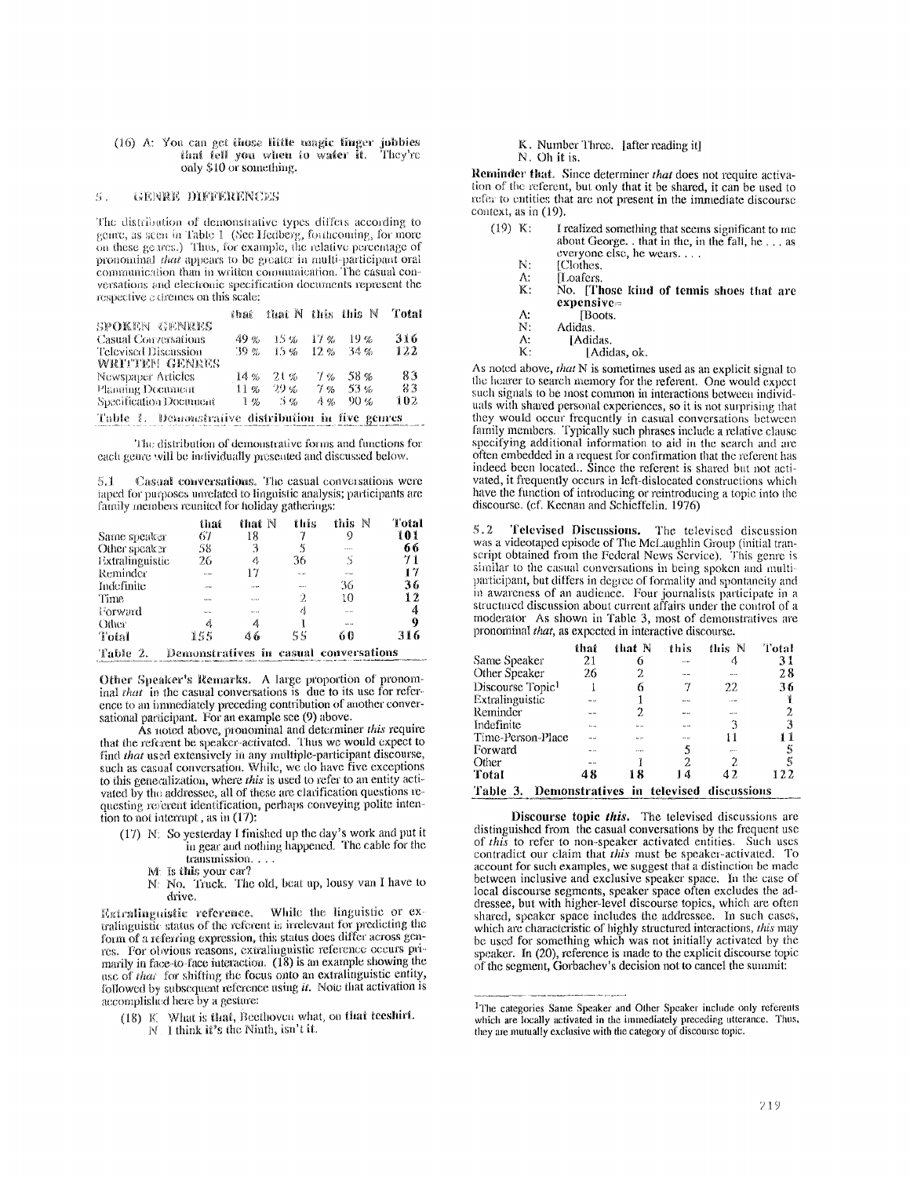(16) A: You can get **those little magic finger jobbies that tell you when to water it.** They're only $10 or something.

## 5. GENRE DIFFERENCES

The distribution of demonstrative types differs according to genre, as seen in Table 1 (See Hedberg, forthcoming, for more on these genres.) Thus, for example, the relative percentage of pronominal *that* appears to be greater in multi-participant oral communication than in written communication. The casual conversations and electronic specification documents represent the respective extremes on this scale:

| | that | that N | this | this N | Total |
|---|---|---|---|---|---|
| SPOKEN GENRES | | | | | |
| Casual Conversations | 49 % | 15 % | 17 % | 19 % | 316 |
| Televised Discussion | 39 % | 15 % | 12 % | 34 % | 122 |
| WRITTEN GENRES | | | | | |
| Newspaper Articles | 14 % | 21 % | 7 % | 58 % | 83 |
| Planning Document | 11 % | 29 % | 7 % | 53 % | 83 |
| Specification Document | 1 % | 5 % | 4 % | 90 % | 102 |

**Table 1. Demonstrative distribution in five genres**

The distribution of demonstrative forms and functions for each genre will be individually presented and discussed below.

### 5.1 Casual conversations.

The casual conversations were taped for purposes unrelated to linguistic analysis; participants are family members reunited for holiday gatherings:

| | that | that N | this | this N | Total |
|---|---|---|---|---|---|
| Same speaker | 67 | 18 | 7 | 9 | 101 |
| Other speaker | 58 | 3 | 5 | -- | 66 |
| Extralinguistic | 26 | 4 | 36 | 5 | 71 |
| Reminder | -- | 17 | -- | -- | 17 |
| Indefinite | -- | -- | -- | 36 | 36 |
| Time | -- | -- | 2 | 10 | 12 |
| Forward | -- | -- | 4 | -- | 4 |
| Other | 4 | 4 | 1 | -- | 9 |
| Total | 155 | 46 | 55 | 60 | 316 |

**Table 2. Demonstratives in casual conversations**

**Other Speaker's Remarks.** A large proportion of pronominal *that* in the casual conversations is due to its use for reference to an immediately preceding contribution of another conversational participant. For an example see (9) above.

As noted above, pronominal and determiner *this* require that the referent be speaker-activated. Thus we would expect to find *that* used extensively in any multiple-participant discourse, such as casual conversation. While, we do have five exceptions to this generalization, where *this* is used to refer to an entity activated by the addressee, all of these are clarification questions requesting referent identification, perhaps conveying polite intention to not interrupt, as in (17):

(17) N: So yesterday I finished up the day's work and put it in gear and nothing happened. The cable for the transmission. . . .
M: Is **this** your car?
N: No. Truck. The old, beat up, lousy van I have to drive.

**Extralinguistic reference.** While the linguistic or extralinguistic status of the referent is irrelevant for predicting the form of a referring expression, this status does differ across genres. For obvious reasons, extralinguistic reference occurs primarily in face-to-face interaction. (18) is an example showing the use of *that* for shifting the focus onto an extralinguistic entity, followed by subsequent reference using *it*. Note that activation is accomplished here by a gesture:

(18) K: What is **that**, Beethoven what, on **that teeshirt**.
N: I think **it**'s the Ninth, isn't it.
K. Number Three. [after reading it]
N. Oh **it** is.

**Reminder that.** Since determiner *that* does not require activation of the referent, but only that it be shared, it can be used to refer to entities that are not present in the immediate discourse context, as in (19).

(19) K: I realized something that seems significant to me about George. . that in the, in the fall, he . . . as everyone else, he wears. . . .
N: [Clothes.
A: [Loafers.
K: No. [**Those kind of tennis shoes that are expensive**=
A: [Boots.
N: Adidas.
A: [Adidas.
K: [Adidas, ok.

As noted above, *that* N is sometimes used as an explicit signal to the hearer to search memory for the referent. One would expect such signals to be most common in interactions between individuals with shared personal experiences, so it is not surprising that they would occur frequently in casual conversations between family members. Typically such phrases include a relative clause specifying additional information to aid in the search and are often embedded in a request for confirmation that the referent has indeed been located.. Since the referent is shared but not activated, it frequently occurs in left-dislocated constructions which have the function of introducing or reintroducing a topic into the discourse. (cf. Keenan and Schieffelin. 1976)

### 5.2 Televised Discussions.

The televised discussion was a videotaped episode of The McLaughlin Group (initial transcript obtained from the Federal News Service). This genre is similar to the casual conversations in being spoken and multi-participant, but differs in degree of formality and spontaneity and in awareness of an audience. Four journalists participate in a structured discussion about current affairs under the control of a moderator As shown in Table 3, most of demonstratives are pronominal *that*, as expected in interactive discourse.

| | that | that N | this | this N | Total |
|---|---|---|---|---|---|
| Same Speaker | 21 | 6 | -- | 4 | 31 |
| Other Speaker | 26 | 2 | -- | -- | 28 |
| Discourse Topic[1] | 1 | 6 | 7 | 22 | 36 |
| Extralinguistic | -- | 1 | -- | -- | 1 |
| Reminder | -- | 2 | -- | -- | 2 |
| Indefinite | -- | -- | -- | 3 | 3 |
| Time-Person-Place | -- | -- | -- | 11 | 11 |
| Forward | -- | -- | 5 | -- | 5 |
| Other | -- | 1 | 2 | 2 | 5 |
| Total | 48 | 18 | 14 | 42 | 122 |

**Table 3. Demonstratives in televised discussions**

**Discourse topic *this*.** The televised discussions are distinguished from the casual conversations by the frequent use of *this* to refer to non-speaker activated entities. Such uses contradict our claim that *this* must be speaker-activated. To account for such examples, we suggest that a distinction be made between inclusive and exclusive speaker space. In the case of local discourse segments, speaker space often excludes the addressee, but with higher-level discourse topics, which are often shared, speaker space includes the addressee. In such cases, which are characteristic of highly structured interactions, *this* may be used for something which was not initially activated by the speaker. In (20), reference is made to the explicit discourse topic of the segment, Gorbachev's decision not to cancel the summit:

[1] The categories Same Speaker and Other Speaker include only referents which are locally activated in the immediately preceding utterance. Thus, they are mutually exclusive with the category of discourse topic.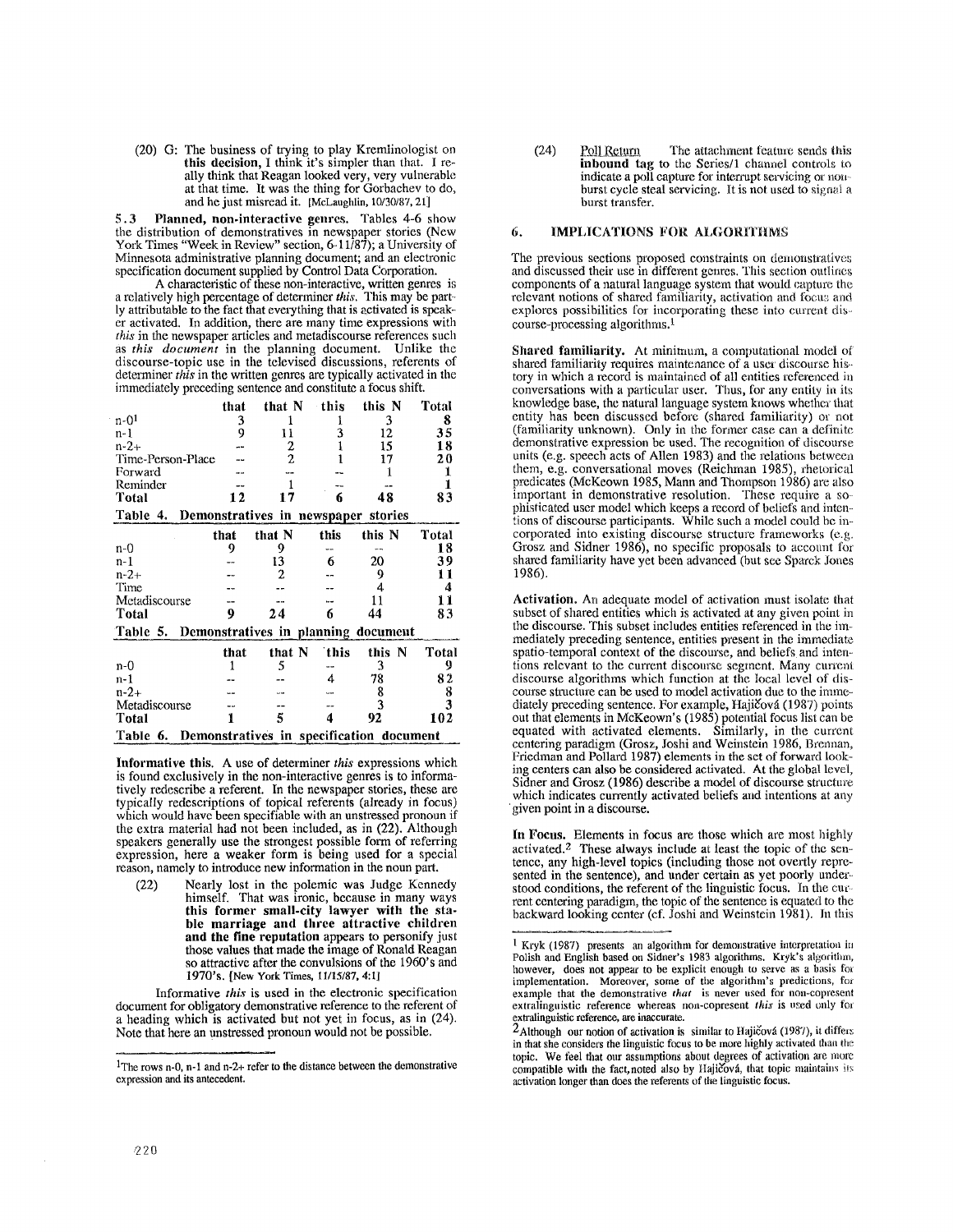(20) G: The business of trying to play Kremlinologist on **this decision,** I think it's simpler than that. I really think that Reagan looked very, very vulnerable at that time. It was the thing for Gorbachev to do, and he just misread it. [McLaughlin, 10/30/87, 21]

### 5.3 Planned, non-interactive genres.

Tables 4-6 show the distribution of demonstratives in newspaper stories (New York Times "Week in Review" section, 6-11/87); a University of Minnesota administrative planning document; and an electronic specification document supplied by Control Data Corporation.

A characteristic of these non-interactive, written genres is a relatively high percentage of determiner *this*. This may be partly attributable to the fact that everything that is activated is speaker activated. In addition, there are many time expressions with *this* in the newspaper articles and metadiscourse references such as *this document* in the planning document. Unlike the discourse-topic use in the televised discussions, referents of determiner *this* in the written genres are typically activated in the immediately preceding sentence and constitute a focus shift.

| | that | that N | this | this N | Total |
|---|---|---|---|---|---|
| n-0[1] | 3 | 1 | 1 | 3 | 8 |
| n-1 | 9 | 11 | 3 | 12 | 35 |
| n-2+ | -- | 2 | 1 | 15 | 18 |
| Time-Person-Place | -- | 2 | 1 | 17 | 20 |
| Forward | -- | -- | -- | 1 | 1 |
| Reminder | -- | 1 | -- | -- | 1 |
| **Total** | **12** | **17** | **6** | **48** | **83** |

Table 4. Demonstratives in newspaper stories

| | that | that N | this | this N | Total |
|---|---|---|---|---|---|
| n-0 | 9 | 9 | -- | -- | 18 |
| n-1 | -- | 13 | 6 | 20 | 39 |
| n-2+ | -- | 2 | -- | 9 | 11 |
| Time | -- | -- | -- | 4 | 4 |
| Metadiscourse | -- | -- | -- | 11 | 11 |
| **Total** | **9** | **24** | **6** | **44** | **83** |

Table 5. Demonstratives in planning document

| | that | that N | this | this N | Total |
|---|---|---|---|---|---|
| n-0 | 1 | 5 | -- | 3 | 9 |
| n-1 | -- | -- | 4 | 78 | 82 |
| n-2+ | -- | -- | -- | 8 | 8 |
| Metadiscourse | -- | -- | -- | 3 | 3 |
| **Total** | **1** | **5** | **4** | **92** | **102** |

Table 6. Demonstratives in specification document

**Informative this.** A use of determiner *this* expressions which is found exclusively in the non-interactive genres is to informatively redescribe a referent. In the newspaper stories, these are typically redescriptions of topical referents (already in focus) which would have been specifiable with an unstressed pronoun if the extra material had not been included, as in (22). Although speakers generally use the strongest possible form of referring expression, here a weaker form is being used for a special reason, namely to introduce new information in the noun part.

(22) Nearly lost in the polemic was Judge Kennedy himself. That was ironic, because in many ways **this former small-city lawyer with the stable marriage and three attractive children and the fine reputation** appears to personify just those values that made the image of Ronald Reagan so attractive after the convulsions of the 1960's and 1970's. [New York Times, 11/15/87, 4:1]

Informative *this* is used in the electronic specification document for obligatory demonstrative reference to the referent of a heading which is activated but not yet in focus, as in (24). Note that here an unstressed pronoun would not be possible.

(24) Poll Return The attachment feature sends **this inbound tag** to the Series/1 channel controls to indicate a poll capture for interrupt servicing or non-burst cycle steal servicing. It is not used to signal a burst transfer.

[1]The rows n-0, n-1 and n-2+ refer to the distance between the demonstrative expression and its antecedent.

## 6. IMPLICATIONS FOR ALGORITHMS

The previous sections proposed constraints on demonstratives and discussed their use in different genres. This section outlines components of a natural language system that would capture the relevant notions of shared familiarity, activation and focus and explores possibilities for incorporating these into current discourse-processing algorithms.[1]

**Shared familiarity.** At minimum, a computational model of shared familiarity requires maintenance of a user discourse history in which a record is maintained of all entities referenced in conversations with a particular user. Thus, for any entity in its knowledge base, the natural language system knows whether that entity has been discussed before (shared familiarity) or not (familiarity unknown). Only in the former case can a definite demonstrative expression be used. The recognition of discourse units (e.g. speech acts of Allen 1983) and the relations between them, e.g. conversational moves (Reichman 1985), rhetorical predicates (McKeown 1985, Mann and Thompson 1986) are also important in demonstrative resolution. These require a sophisticated user model which keeps a record of beliefs and intentions of discourse participants. While such a model could be incorporated into existing discourse structure frameworks (e.g. Grosz and Sidner 1986), no specific proposals to account for shared familiarity have yet been advanced (but see Sparck Jones 1986).

**Activation.** An adequate model of activation must isolate that subset of shared entities which is activated at any given point in the discourse. This subset includes entities referenced in the immediately preceding sentence, entities present in the immediate spatio-temporal context of the discourse, and beliefs and intentions relevant to the current discourse segment. Many current discourse algorithms which function at the local level of discourse structure can be used to model activation due to the immediately preceding sentence. For example, Hajičová (1987) points out that elements in McKeown's (1985) potential focus list can be equated with activated elements. Similarly, in the current centering paradigm (Grosz, Joshi and Weinstein 1986, Brennan, Friedman and Pollard 1987) elements in the set of forward looking centers can also be considered activated. At the global level, Sidner and Grosz (1986) describe a model of discourse structure which indicates currently activated beliefs and intentions at any given point in a discourse.

**In Focus.** Elements in focus are those which are most highly activated.[2] These always include at least the topic of the sentence, any high-level topics (including those not overtly represented in the sentence), and under certain as yet poorly understood conditions, the referent of the linguistic focus. In the current centering paradigm, the topic of the sentence is equated to the backward looking center (cf. Joshi and Weinstein 1981). In this

[1] Kryk (1987) presents an algorithm for demonstrative interpretation in Polish and English based on Sidner's 1983 algorithms. Kryk's algorithm, however, does not appear to be explicit enough to serve as a basis for implementation. Moreover, some of the algorithm's predictions, for example that the demonstrative *that* is never used for non-copresent extralinguistic reference whereas non-copresent *this* is used only for extralinguistic reference, are inaccurate.

[2]Although our notion of activation is similar to Hajičová (1987), it differs in that she considers the linguistic focus to be more highly activated than the topic. We feel that our assumptions about degrees of activation are more compatible with the fact, noted also by Hajičová, that topic maintains its activation longer than does the referents of the linguistic focus.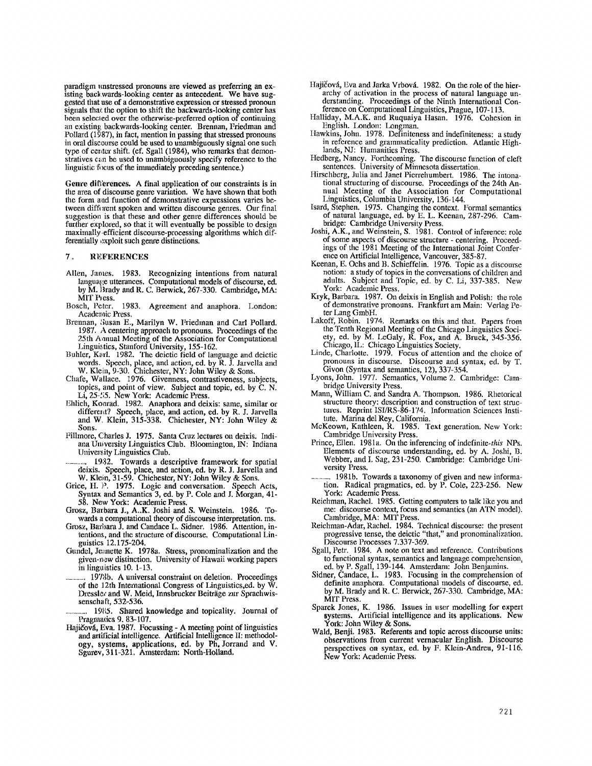paradigm unstressed pronouns are viewed as preferring an existing backwards-looking center as antecedent. We have suggested that use of a demonstrative expression or stressed pronoun signals that the option to shift the backwards-looking center has been selected over the otherwise-preferred option of continuing an existing backwards-looking center. Brennan, Friedman and Pollard (1987), in fact, mention in passing that stressed pronouns in oral discourse could be used to unambiguously signal one such type of center shift. (cf. Sgall (1984), who remarks that demonstratives can be used to unambiguously specify reference to the linguistic focus of the immediately preceding sentence.)

**Genre differences.** A final application of our constraints is in the area of discourse genre variation. We have shown that both the form and function of demonstrative expressions varies between different spoken and written discourse genres. Our final suggestion is that these and other genre differences should be further explored, so that it will eventually be possible to design maximally-efficient discourse-processing algorithms which differentially exploit such genre distinctions.

## 7. REFERENCES

Allen, James. 1983. Recognizing intentions from natural language utterances. Computational models of discourse, ed. by M. Brady and R. C. Berwick, 267-330. Cambridge, MA: MIT Press.

Bosch, Peter. 1983. Agreement and anaphora. London: Academic Press.

Brennan, Susan E., Marilyn W. Friedman and Carl Pollard. 1987. A centering approach to pronouns. Proceedings of the 25th Annual Meeting of the Association for Computational Linguistics, Stanford University, 155-162.

Buhler, Karl. 1982. The deictic field of language and deictic words. Speech, place, and action, ed. by R. J. Jarvella and W. Klein, 9-30. Chichester, NY: John Wiley & Sons.

Chafe, Wallace. 1976. Givenness, contrastiveness, subjects, topics, and point of view. Subject and topic, ed. by C. N. Li, 25-55. New York: Academic Press.

Ehlich, Konrad. 1982. Anaphora and deixis: same, similar or different? Speech, place, and action, ed. by R. J. Jarvella and W. Klein, 315-338. Chichester, NY: John Wiley & Sons.

Fillmore, Charles J. 1975. Santa Cruz lectures on deixis. Indiana University Linguistics Club. Bloomington, IN: Indiana University Linguistics Club.

———. 1982. Towards a descriptive framework for spatial deixis. Speech, place, and action, ed. by R. J. Jarvella and W. Klein, 31-59. Chichester, NY: John Wiley & Sons.

Grice, H. P. 1975. Logic and conversation. Speech Acts, Syntax and Semantics 3, ed. by P. Cole and J. Morgan, 41-58. New York: Academic Press.

Grosz, Barbara J., A..K. Joshi and S. Weinstein. 1986. Towards a computational theory of discourse interpretation. ms.

Grosz, Barbara J. and Candace L. Sidner. 1986. Attention, intentions, and the structure of discourse. Computational Linguistics 12.175-204.

Gundel, Jeanette K. 1978a. Stress, pronominalization and the given-new distinction. University of Hawaii working papers in linguistics 10. 1-13.

———. 1978b. A universal constraint on deletion. Proceedings of the 12th International Congress of Linguistics,ed. by W. Dressler and W. Meid, Innsbrucker Beiträge zur Sprachwissenschaft, 532-536.

———. 1985. Shared knowledge and topicality. Journal of Pragmatics 9. 83-107.

Hajičová, Eva. 1987. Focussing - A meeting point of linguistics and artificial intelligence. Artificial Intelligence II: methodology, systems, applications, ed. by Ph. Jorrand and V. Sgurev, 311-321. Amsterdam: North-Holland.

Hajičová, Eva and Jarka Vrbová. 1982. On the role of the hierarchy of activation in the process of natural language understanding. Proceedings of the Ninth International Conference on Computational Linguistics, Prague, 107-113.

Halliday, M.A.K. and Ruquaiya Hasan. 1976. Cohesion in English. London: Longman.

Hawkins, John. 1978. Definiteness and indefiniteness: a study in reference and grammaticality prediction. Atlantic Highlands, NJ: Humanities Press.

Hedberg, Nancy. Forthcoming. The discourse function of cleft sentences. University of Minnesota dissertation.

Hirschberg, Julia and Janet Pierrehumbert. 1986. The intonational structuring of discourse. Proceedings of the 24th Annual Meeting of the Association for Computational Linguistics, Columbia University, 136-144.

Isard, Stephen. 1975. Changing the context. Formal semantics of natural language, ed. by E. L. Keenan, 287-296. Cambridge: Cambridge University Press.

Joshi, A.K., and Weinstein, S. 1981. Control of inference: role of some aspects of discourse structure - centering. Proceedings of the 1981 Meeting of the International Joint Conference on Artificial Intelligence, Vancouver, 385-87.

Keenan, E. Ochs and B. Schieffelin. 1976. Topic as a discourse notion: a study of topics in the conversations of children and adults. Subject and Topic, ed. by C. Li, 337-385. New York: Academic Press.

Kryk, Barbara. 1987. On deixis in English and Polish: the role of demonstrative pronouns. Frankfurt am Main: Verlag Peter Lang GmbH.

Lakoff, Robin. 1974. Remarks on this and that. Papers from the Tenth Regional Meeting of the Chicago Linguistics Society, ed. by M. LeGaly, R. Fox, and A. Bruck, 345-356. Chicago, IL: Chicago Linguistics Society.

Linde, Charlotte. 1979. Focus of attention and the choice of pronouns in discourse. Discourse and syntax, ed. by T. Givon (Syntax and semantics, 12), 337-354.

Lyons, John. 1977. Semantics, Volume 2. Cambridge: Cambridge University Press.

Mann, William C. and Sandra A. Thompson. 1986. Rhetorical structure theory: description and construction of text structures. Reprint ISI/RS-86-174. Information Sciences Institute. Marina del Rey, California.

McKeown, Kathleen, R. 1985. Text generation. New York: Cambridge University Press.

Prince, Ellen. 1981a. On the inferencing of indefinite-*this* NPs. Elements of discourse understanding, ed. by A. Joshi, B. Webber, and I. Sag, 231-250. Cambridge: Cambridge University Press.

———. 1981b. Towards a taxonomy of given and new information. Radical pragmatics, ed. by P. Cole, 223-256. New York: Academic Press.

Reichman, Rachel. 1985. Getting computers to talk like you and me: discourse context, focus and semantics (an ATN model). Cambridge, MA: MIT Press.

Reichman-Adar, Rachel. 1984. Technical discourse: the present progressive tense, the deictic "that," and pronominalization. Discourse Processes 7.337-369.

Sgall, Petr. 1984. A note on text and reference. Contributions to functional syntax, semantics and language comprehension, ed. by P. Sgall, 139-144. Amsterdam: John Benjamins.

Sidner, Candace, L. 1983. Focusing in the comprehension of definite anaphora. Computational models of discourse, ed. by M. Brady and R. C. Berwick, 267-330. Cambridge, MA: MIT Press.

Sparck Jones, K. 1986. Issues in user modelling for expert systems. Artificial intelligence and its applications. New York: John Wiley & Sons.

Wald, Benji. 1983. Referents and topic across discourse units: observations from current vernacular English. Discourse perspectives on syntax, ed. by F. Klein-Andreu, 91-116. New York: Academic Press.